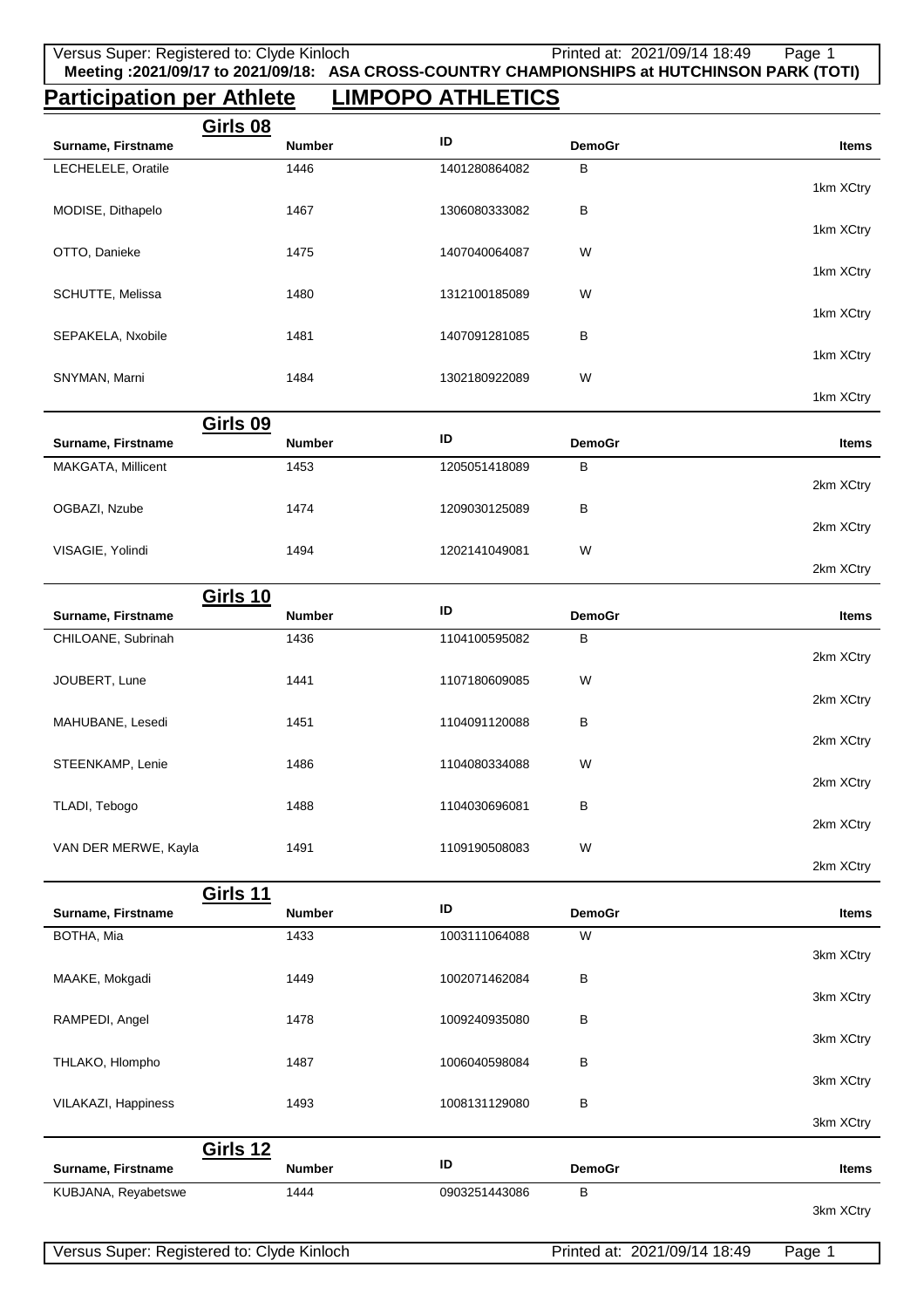**Meeting :2021/09/17 to 2021/09/18: ASA CROSS-COUNTRY CHAMPIONSHIPS at HUTCHINSON PARK (TOTI)**

# Participation per Athlete LIMPOPO ATHLETICS

## Girls 08

| Surname, Firstname | Number | ID | DemoGr | Items |
|---|---|---|---|---|
| LECHELELE, Oratile | 1446 | 1401280864082 | B | 1km XCtry |
| MODISE, Dithapelo | 1467 | 1306080333082 | B | 1km XCtry |
| OTTO, Danieke | 1475 | 1407040064087 | W | 1km XCtry |
| SCHUTTE, Melissa | 1480 | 1312100185089 | W | 1km XCtry |
| SEPAKELA, Nxobile | 1481 | 1407091281085 | B | 1km XCtry |
| SNYMAN, Marni | 1484 | 1302180922089 | W | 1km XCtry |

## Girls 09

| Surname, Firstname | Number | ID | DemoGr | Items |
|---|---|---|---|---|
| MAKGATA, Millicent | 1453 | 1205051418089 | B | 2km XCtry |
| OGBAZI, Nzube | 1474 | 1209030125089 | B | 2km XCtry |
| VISAGIE, Yolindi | 1494 | 1202141049081 | W | 2km XCtry |

## Girls 10

| Surname, Firstname | Number | ID | DemoGr | Items |
|---|---|---|---|---|
| CHILOANE, Subrinah | 1436 | 1104100595082 | B | 2km XCtry |
| JOUBERT, Lune | 1441 | 1107180609085 | W | 2km XCtry |
| MAHUBANE, Lesedi | 1451 | 1104091120088 | B | 2km XCtry |
| STEENKAMP, Lenie | 1486 | 1104080334088 | W | 2km XCtry |
| TLADI, Tebogo | 1488 | 1104030696081 | B | 2km XCtry |
| VAN DER MERWE, Kayla | 1491 | 1109190508083 | W | 2km XCtry |

## Girls 11

| Surname, Firstname | Number | ID | DemoGr | Items |
|---|---|---|---|---|
| BOTHA, Mia | 1433 | 1003111064088 | W | 3km XCtry |
| MAAKE, Mokgadi | 1449 | 1002071462084 | B | 3km XCtry |
| RAMPEDI, Angel | 1478 | 1009240935080 | B | 3km XCtry |
| THLAKO, Hlompho | 1487 | 1006040598084 | B | 3km XCtry |
| VILAKAZI, Happiness | 1493 | 1008131129080 | B | 3km XCtry |

## Girls 12

| Surname, Firstname | Number | ID | DemoGr | Items |
|---|---|---|---|---|
| KUBJANA, Reyabetswe | 1444 | 0903251443086 | B | 3km XCtry |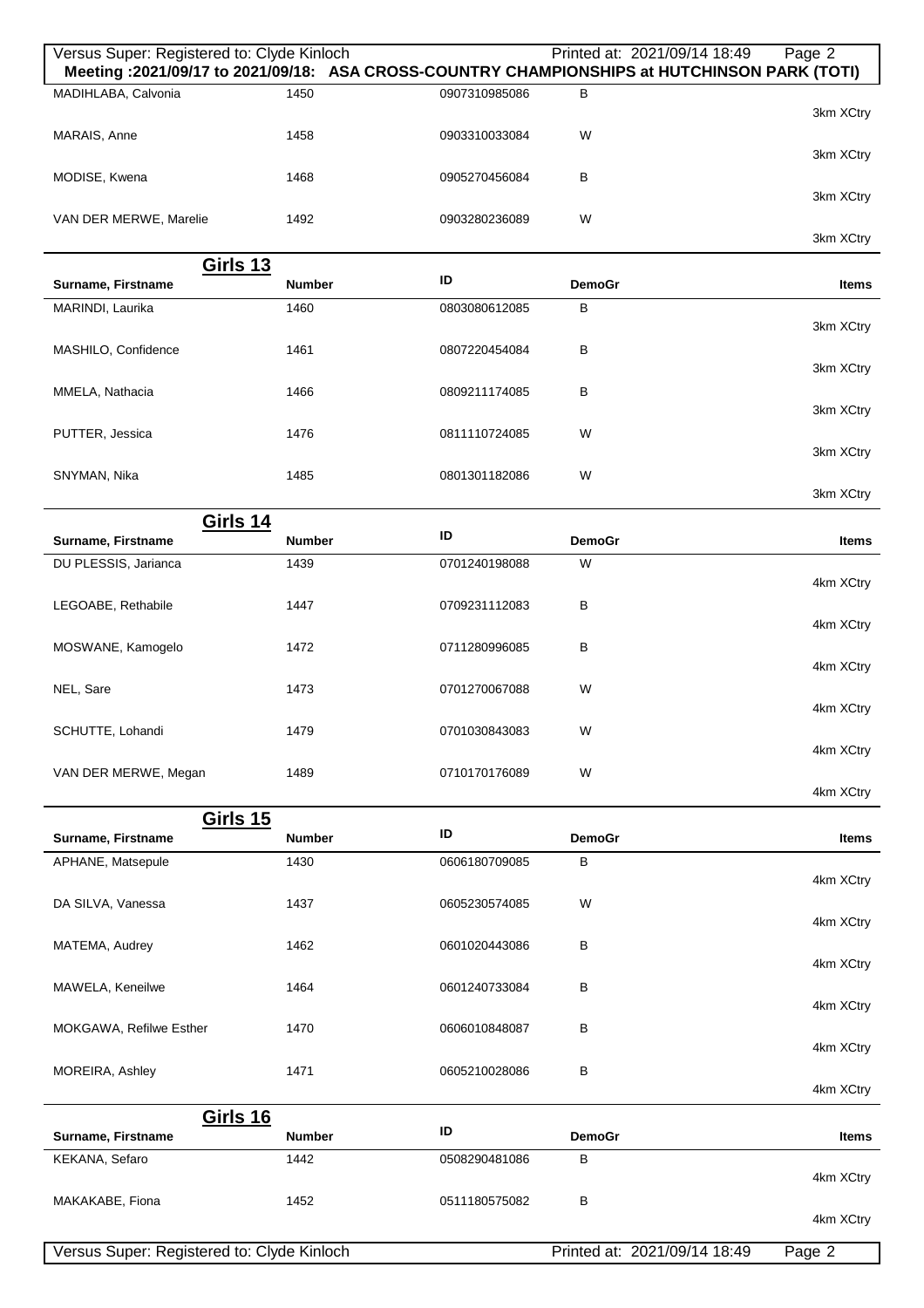Meeting :2021/09/17 to 2021/09/18: ASA CROSS-COUNTRY CHAMPIONSHIPS at HUTCHINSON PARK (TOTI)

| Surname, Firstname | Number | ID | DemoGr | Items |
|---|---|---|---|---|
| MADIHLABA, Calvonia | 1450 | 0907310985086 | B | 3km XCtry |
| MARAIS, Anne | 1458 | 0903310033084 | W | 3km XCtry |
| MODISE, Kwena | 1468 | 0905270456084 | B | 3km XCtry |
| VAN DER MERWE, Marelie | 1492 | 0903280236089 | W | 3km XCtry |

## Girls 13

| Surname, Firstname | Number | ID | DemoGr | Items |
|---|---|---|---|---|
| MARINDI, Laurika | 1460 | 0803080612085 | B | 3km XCtry |
| MASHILO, Confidence | 1461 | 0807220454084 | B | 3km XCtry |
| MMELA, Nathacia | 1466 | 0809211174085 | B | 3km XCtry |
| PUTTER, Jessica | 1476 | 0811110724085 | W | 3km XCtry |
| SNYMAN, Nika | 1485 | 0801301182086 | W | 3km XCtry |

## Girls 14

| Surname, Firstname | Number | ID | DemoGr | Items |
|---|---|---|---|---|
| DU PLESSIS, Jarianca | 1439 | 0701240198088 | W | 4km XCtry |
| LEGOABE, Rethabile | 1447 | 0709231112083 | B | 4km XCtry |
| MOSWANE, Kamogelo | 1472 | 0711280996085 | B | 4km XCtry |
| NEL, Sare | 1473 | 0701270067088 | W | 4km XCtry |
| SCHUTTE, Lohandi | 1479 | 0701030843083 | W | 4km XCtry |
| VAN DER MERWE, Megan | 1489 | 0710170176089 | W | 4km XCtry |

## Girls 15

| Surname, Firstname | Number | ID | DemoGr | Items |
|---|---|---|---|---|
| APHANE, Matsepule | 1430 | 0606180709085 | B | 4km XCtry |
| DA SILVA, Vanessa | 1437 | 0605230574085 | W | 4km XCtry |
| MATEMA, Audrey | 1462 | 0601020443086 | B | 4km XCtry |
| MAWELA, Keneilwe | 1464 | 0601240733084 | B | 4km XCtry |
| MOKGAWA, Refilwe Esther | 1470 | 0606010848087 | B | 4km XCtry |
| MOREIRA, Ashley | 1471 | 0605210028086 | B | 4km XCtry |

## Girls 16

| Surname, Firstname | Number | ID | DemoGr | Items |
|---|---|---|---|---|
| KEKANA, Sefaro | 1442 | 0508290481086 | B | 4km XCtry |
| MAKAKABE, Fiona | 1452 | 0511180575082 | B | 4km XCtry |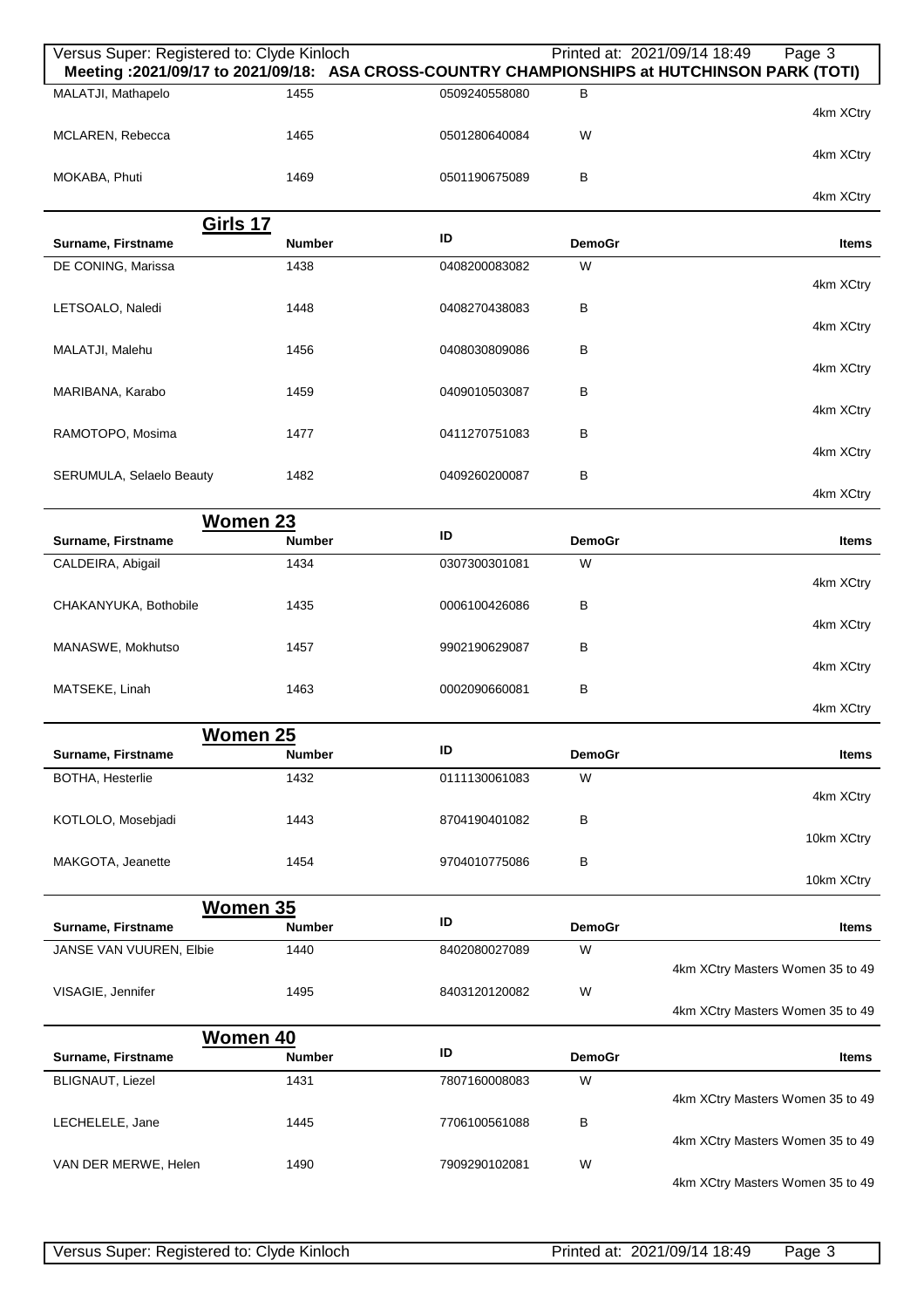| Surname, Firstname | Number | ID | DemoGr | Items |
|---|---|---|---|---|
| MALATJI, Mathapelo | 1455 | 0509240558080 | B | 4km XCtry |
| MCLAREN, Rebecca | 1465 | 0501280640084 | W | 4km XCtry |
| MOKABA, Phuti | 1469 | 0501190675089 | B | 4km XCtry |

## Girls 17

| Surname, Firstname | Number | ID | DemoGr | Items |
|---|---|---|---|---|
| DE CONING, Marissa | 1438 | 0408200083082 | W | 4km XCtry |
| LETSOALO, Naledi | 1448 | 0408270438083 | B | 4km XCtry |
| MALATJI, Malehu | 1456 | 0408030809086 | B | 4km XCtry |
| MARIBANA, Karabo | 1459 | 0409010503087 | B | 4km XCtry |
| RAMOTOPO, Mosima | 1477 | 0411270751083 | B | 4km XCtry |
| SERUMULA, Selaelo Beauty | 1482 | 0409260200087 | B | 4km XCtry |

## Women 23

| Surname, Firstname | Number | ID | DemoGr | Items |
|---|---|---|---|---|
| CALDEIRA, Abigail | 1434 | 0307300301081 | W | 4km XCtry |
| CHAKANYUKA, Bothobile | 1435 | 0006100426086 | B | 4km XCtry |
| MANASWE, Mokhutso | 1457 | 9902190629087 | B | 4km XCtry |
| MATSEKE, Linah | 1463 | 0002090660081 | B | 4km XCtry |

## Women 25

| Surname, Firstname | Number | ID | DemoGr | Items |
|---|---|---|---|---|
| BOTHA, Hesterlie | 1432 | 0111130061083 | W | 4km XCtry |
| KOTLOLO, Mosebjadi | 1443 | 8704190401082 | B | 10km XCtry |
| MAKGOTA, Jeanette | 1454 | 9704010775086 | B | 10km XCtry |

## Women 35

| Surname, Firstname | Number | ID | DemoGr | Items |
|---|---|---|---|---|
| JANSE VAN VUUREN, Elbie | 1440 | 8402080027089 | W | 4km XCtry Masters Women 35 to 49 |
| VISAGIE, Jennifer | 1495 | 8403120120082 | W | 4km XCtry Masters Women 35 to 49 |

## Women 40

| Surname, Firstname | Number | ID | DemoGr | Items |
|---|---|---|---|---|
| BLIGNAUT, Liezel | 1431 | 7807160008083 | W | 4km XCtry Masters Women 35 to 49 |
| LECHELELE, Jane | 1445 | 7706100561088 | B | 4km XCtry Masters Women 35 to 49 |
| VAN DER MERWE, Helen | 1490 | 7909290102081 | W | 4km XCtry Masters Women 35 to 49 |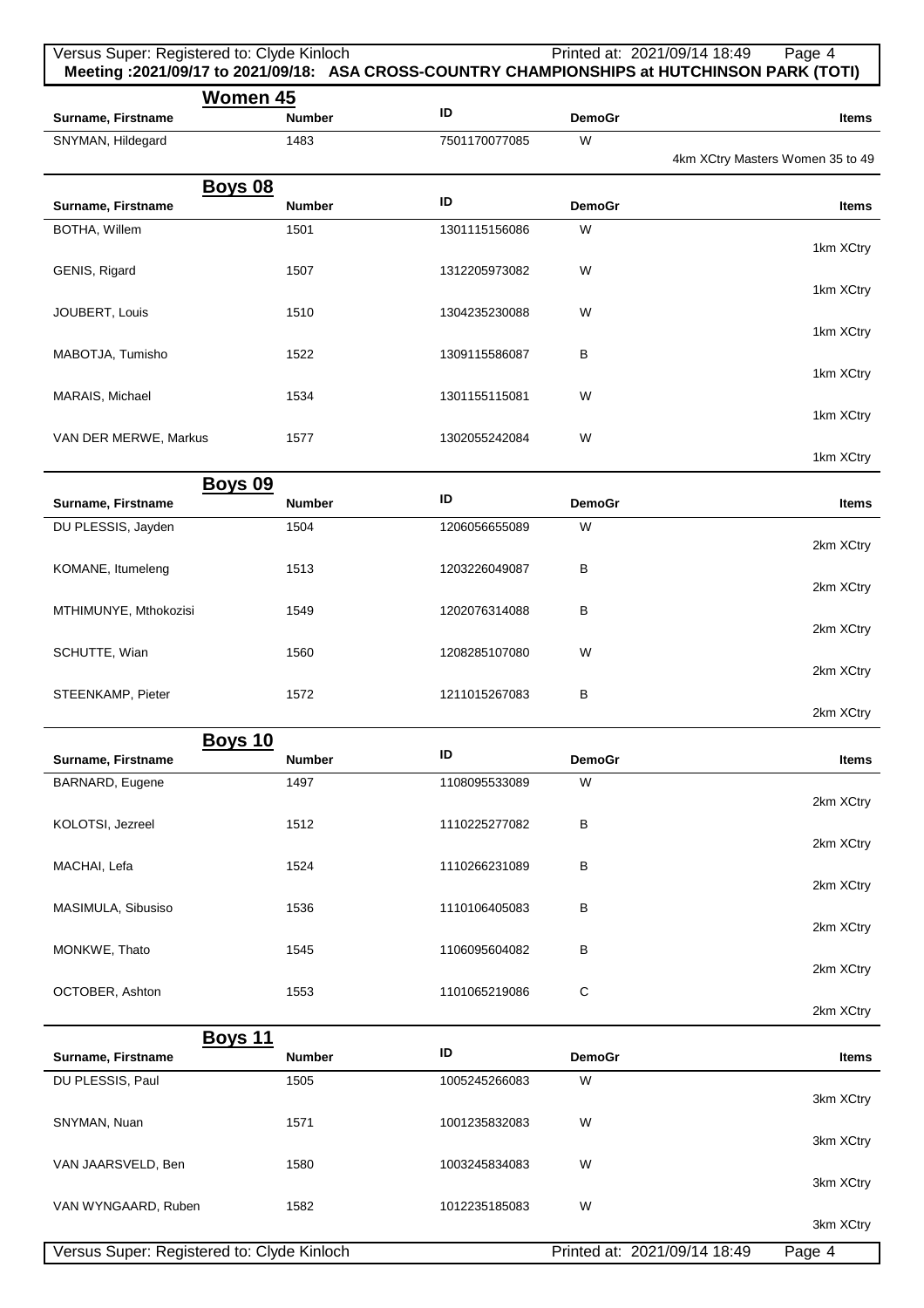**Meeting :2021/09/17 to 2021/09/18: ASA CROSS-COUNTRY CHAMPIONSHIPS at HUTCHINSON PARK (TOTI)**

## Women 45

| Surname, Firstname | Number | ID | DemoGr | Items |
|---|---|---|---|---|
| SNYMAN, Hildegard | 1483 | 7501170077085 | W | 4km XCtry Masters Women 35 to 49 |

## Boys 08

| Surname, Firstname | Number | ID | DemoGr | Items |
|---|---|---|---|---|
| BOTHA, Willem | 1501 | 1301115156086 | W | 1km XCtry |
| GENIS, Rigard | 1507 | 1312205973082 | W | 1km XCtry |
| JOUBERT, Louis | 1510 | 1304235230088 | W | 1km XCtry |
| MABOTJA, Tumisho | 1522 | 1309115586087 | B | 1km XCtry |
| MARAIS, Michael | 1534 | 1301155115081 | W | 1km XCtry |
| VAN DER MERWE, Markus | 1577 | 1302055242084 | W | 1km XCtry |

## Boys 09

| Surname, Firstname | Number | ID | DemoGr | Items |
|---|---|---|---|---|
| DU PLESSIS, Jayden | 1504 | 1206056655089 | W | 2km XCtry |
| KOMANE, Itumeleng | 1513 | 1203226049087 | B | 2km XCtry |
| MTHIMUNYE, Mthokozisi | 1549 | 1202076314088 | B | 2km XCtry |
| SCHUTTE, Wian | 1560 | 1208285107080 | W | 2km XCtry |
| STEENKAMP, Pieter | 1572 | 1211015267083 | B | 2km XCtry |

## Boys 10

| Surname, Firstname | Number | ID | DemoGr | Items |
|---|---|---|---|---|
| BARNARD, Eugene | 1497 | 1108095533089 | W | 2km XCtry |
| KOLOTSI, Jezreel | 1512 | 1110225277082 | B | 2km XCtry |
| MACHAI, Lefa | 1524 | 1110266231089 | B | 2km XCtry |
| MASIMULA, Sibusiso | 1536 | 1110106405083 | B | 2km XCtry |
| MONKWE, Thato | 1545 | 1106095604082 | B | 2km XCtry |
| OCTOBER, Ashton | 1553 | 1101065219086 | C | 2km XCtry |

## Boys 11

| Surname, Firstname | Number | ID | DemoGr | Items |
|---|---|---|---|---|
| DU PLESSIS, Paul | 1505 | 1005245266083 | W | 3km XCtry |
| SNYMAN, Nuan | 1571 | 1001235832083 | W | 3km XCtry |
| VAN JAARSVELD, Ben | 1580 | 1003245834083 | W | 3km XCtry |
| VAN WYNGAARD, Ruben | 1582 | 1012235185083 | W | 3km XCtry |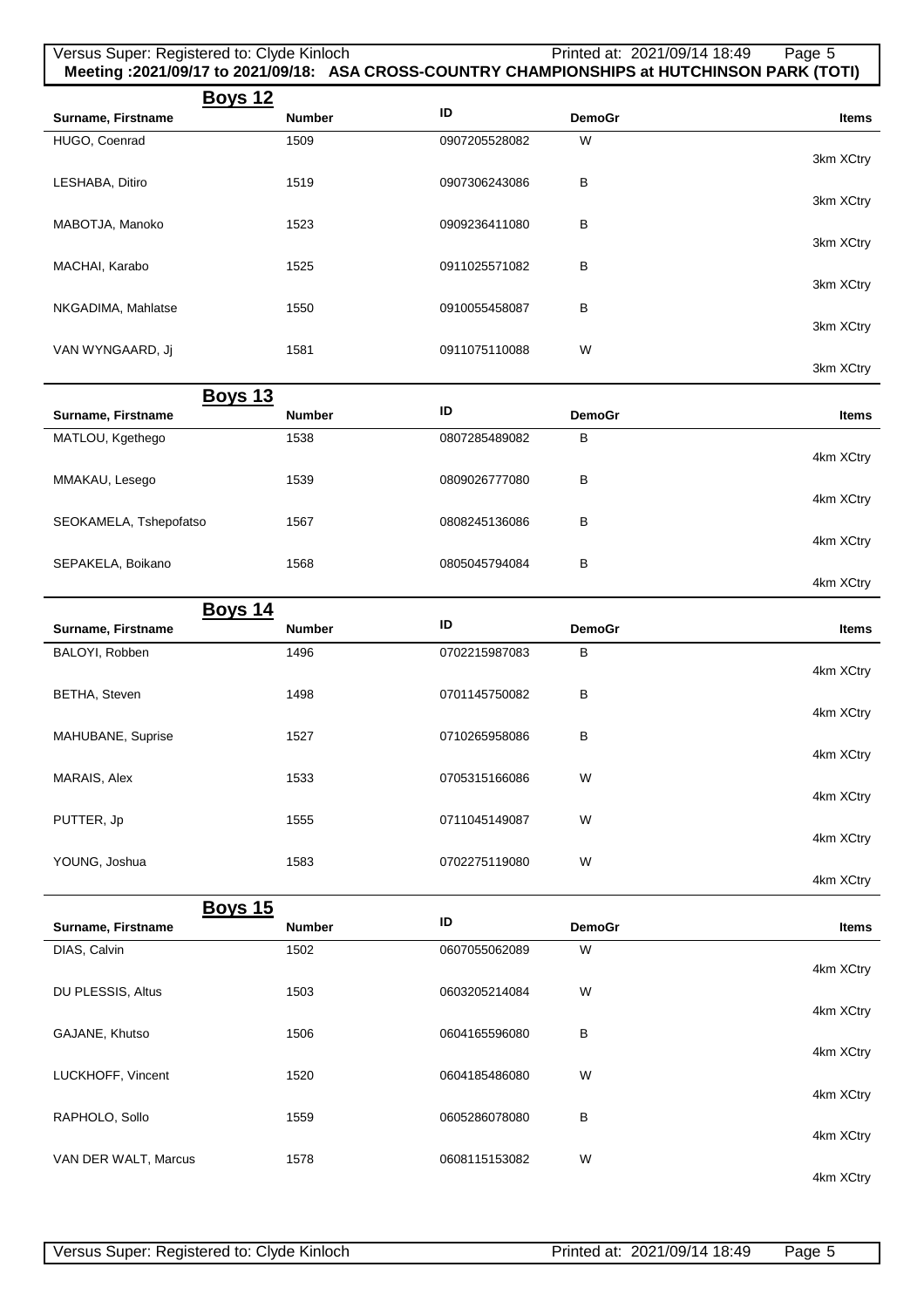## Boys 12

| Surname, Firstname | Number | ID | DemoGr | Items |
|---|---|---|---|---|
| HUGO, Coenrad | 1509 | 0907205528082 | W | 3km XCtry |
| LESHABA, Ditiro | 1519 | 0907306243086 | B | 3km XCtry |
| MABOTJA, Manoko | 1523 | 0909236411080 | B | 3km XCtry |
| MACHAI, Karabo | 1525 | 0911025571082 | B | 3km XCtry |
| NKGADIMA, Mahlatse | 1550 | 0910055458087 | B | 3km XCtry |
| VAN WYNGAARD, Jj | 1581 | 0911075110088 | W | 3km XCtry |

## Boys 13

| Surname, Firstname | Number | ID | DemoGr | Items |
|---|---|---|---|---|
| MATLOU, Kgethego | 1538 | 0807285489082 | B | 4km XCtry |
| MMAKAU, Lesego | 1539 | 0809026777080 | B | 4km XCtry |
| SEOKAMELA, Tshepofatso | 1567 | 0808245136086 | B | 4km XCtry |
| SEPAKELA, Boikano | 1568 | 0805045794084 | B | 4km XCtry |

## Boys 14

| Surname, Firstname | Number | ID | DemoGr | Items |
|---|---|---|---|---|
| BALOYI, Robben | 1496 | 0702215987083 | B | 4km XCtry |
| BETHA, Steven | 1498 | 0701145750082 | B | 4km XCtry |
| MAHUBANE, Suprise | 1527 | 0710265958086 | B | 4km XCtry |
| MARAIS, Alex | 1533 | 0705315166086 | W | 4km XCtry |
| PUTTER, Jp | 1555 | 0711045149087 | W | 4km XCtry |
| YOUNG, Joshua | 1583 | 0702275119080 | W | 4km XCtry |

## Boys 15

| Surname, Firstname | Number | ID | DemoGr | Items |
|---|---|---|---|---|
| DIAS, Calvin | 1502 | 0607055062089 | W | 4km XCtry |
| DU PLESSIS, Altus | 1503 | 0603205214084 | W | 4km XCtry |
| GAJANE, Khutso | 1506 | 0604165596080 | B | 4km XCtry |
| LUCKHOFF, Vincent | 1520 | 0604185486080 | W | 4km XCtry |
| RAPHOLO, Sollo | 1559 | 0605286078080 | B | 4km XCtry |
| VAN DER WALT, Marcus | 1578 | 0608115153082 | W | 4km XCtry |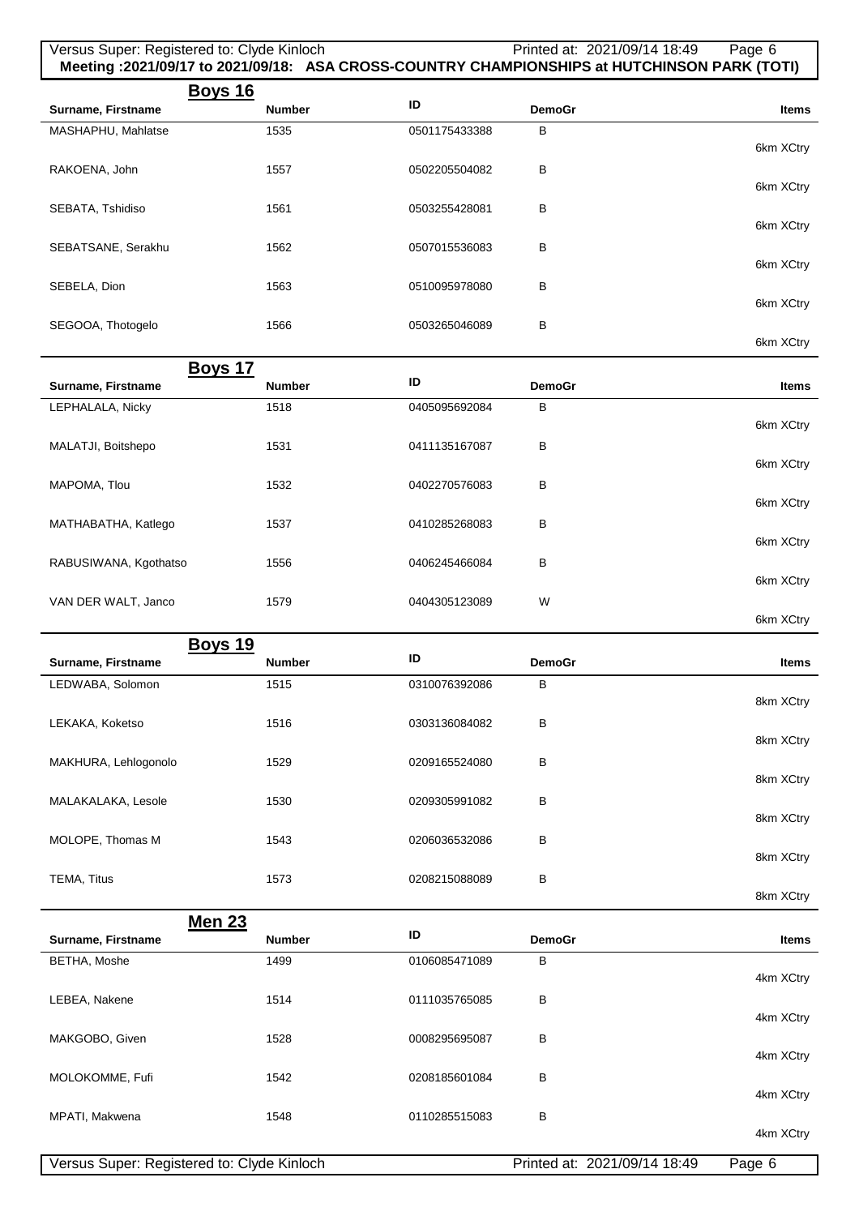Meeting :2021/09/17 to 2021/09/18: ASA CROSS-COUNTRY CHAMPIONSHIPS at HUTCHINSON PARK (TOTI)

## Boys 16

| Surname, Firstname | Number | ID | DemoGr | Items |
|---|---|---|---|---|
| MASHAPHU, Mahlatse | 1535 | 0501175433388 | B | 6km XCtry |
| RAKOENA, John | 1557 | 0502205504082 | B | 6km XCtry |
| SEBATA, Tshidiso | 1561 | 0503255428081 | B | 6km XCtry |
| SEBATSANE, Serakhu | 1562 | 0507015536083 | B | 6km XCtry |
| SEBELA, Dion | 1563 | 0510095978080 | B | 6km XCtry |
| SEGOOA, Thotogelo | 1566 | 0503265046089 | B | 6km XCtry |

## Boys 17

| Surname, Firstname | Number | ID | DemoGr | Items |
|---|---|---|---|---|
| LEPHALALA, Nicky | 1518 | 0405095692084 | B | 6km XCtry |
| MALATJI, Boitshepo | 1531 | 0411135167087 | B | 6km XCtry |
| MAPOMA, Tlou | 1532 | 0402270576083 | B | 6km XCtry |
| MATHABATHA, Katlego | 1537 | 0410285268083 | B | 6km XCtry |
| RABUSIWANA, Kgothatso | 1556 | 0406245466084 | B | 6km XCtry |
| VAN DER WALT, Janco | 1579 | 0404305123089 | W | 6km XCtry |

## Boys 19

| Surname, Firstname | Number | ID | DemoGr | Items |
|---|---|---|---|---|
| LEDWABA, Solomon | 1515 | 0310076392086 | B | 8km XCtry |
| LEKAKA, Koketso | 1516 | 0303136084082 | B | 8km XCtry |
| MAKHURA, Lehlogonolo | 1529 | 0209165524080 | B | 8km XCtry |
| MALAKALAKA, Lesole | 1530 | 0209305991082 | B | 8km XCtry |
| MOLOPE, Thomas M | 1543 | 0206036532086 | B | 8km XCtry |
| TEMA, Titus | 1573 | 0208215088089 | B | 8km XCtry |

## Men 23

| Surname, Firstname | Number | ID | DemoGr | Items |
|---|---|---|---|---|
| BETHA, Moshe | 1499 | 0106085471089 | B | 4km XCtry |
| LEBEA, Nakene | 1514 | 0111035765085 | B | 4km XCtry |
| MAKGOBO, Given | 1528 | 0008295695087 | B | 4km XCtry |
| MOLOKOMME, Fufi | 1542 | 0208185601084 | B | 4km XCtry |
| MPATI, Makwena | 1548 | 0110285515083 | B | 4km XCtry |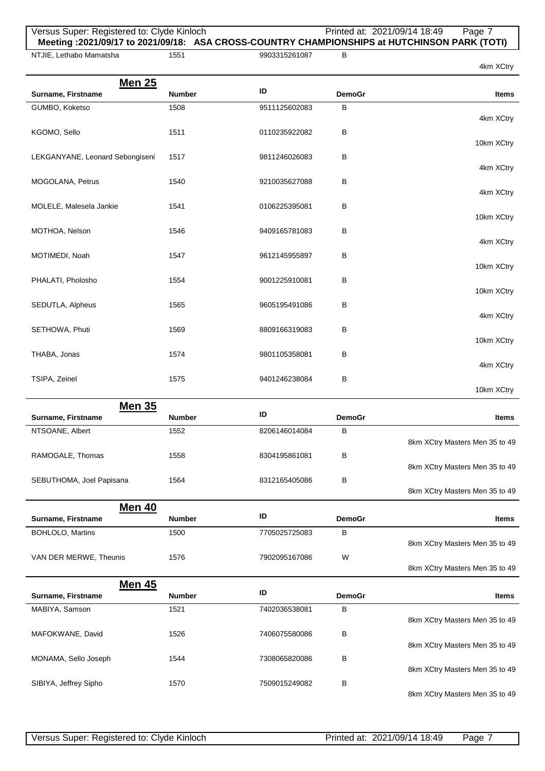| | | | | |
|---|---|---|---|---|
| NTJIE, Lethabo Mamatsha | 1551 | 9903315261087 | B | 4km XCtry |

## Men 25

| Surname, Firstname | Number | ID | DemoGr | Items |
|---|---|---|---|---|
| GUMBO, Koketso | 1508 | 9511125602083 | B | 4km XCtry |
| KGOMO, Sello | 1511 | 0110235922082 | B | 10km XCtry |
| LEKGANYANE, Leonard Sebongiseni | 1517 | 9811246026083 | B | 4km XCtry |
| MOGOLANA, Petrus | 1540 | 9210035627088 | B | 4km XCtry |
| MOLELE, Malesela Jankie | 1541 | 0106225395081 | B | 10km XCtry |
| MOTHOA, Nelson | 1546 | 9409165781083 | B | 4km XCtry |
| MOTIMEDI, Noah | 1547 | 9612145955897 | B | 10km XCtry |
| PHALATI, Pholosho | 1554 | 9001225910081 | B | 10km XCtry |
| SEDUTLA, Alpheus | 1565 | 9605195491086 | B | 4km XCtry |
| SETHOWA, Phuti | 1569 | 8809166319083 | B | 10km XCtry |
| THABA, Jonas | 1574 | 9801105358081 | B | 4km XCtry |
| TSIPA, Zeinel | 1575 | 9401246238084 | B | 10km XCtry |

## Men 35

| Surname, Firstname | Number | ID | DemoGr | Items |
|---|---|---|---|---|
| NTSOANE, Albert | 1552 | 8206146014084 | B | 8km XCtry Masters Men 35 to 49 |
| RAMOGALE, Thomas | 1558 | 8304195861081 | B | 8km XCtry Masters Men 35 to 49 |
| SEBUTHOMA, Joel Papisana | 1564 | 8312165405086 | B | 8km XCtry Masters Men 35 to 49 |

## Men 40

| Surname, Firstname | Number | ID | DemoGr | Items |
|---|---|---|---|---|
| BOHLOLO, Martins | 1500 | 7705025725083 | B | 8km XCtry Masters Men 35 to 49 |
| VAN DER MERWE, Theunis | 1576 | 7902095167086 | W | 8km XCtry Masters Men 35 to 49 |

## Men 45

| Surname, Firstname | Number | ID | DemoGr | Items |
|---|---|---|---|---|
| MABIYA, Samson | 1521 | 7402036538081 | B | 8km XCtry Masters Men 35 to 49 |
| MAFOKWANE, David | 1526 | 7406075580086 | B | 8km XCtry Masters Men 35 to 49 |
| MONAMA, Sello Joseph | 1544 | 7308065820086 | B | 8km XCtry Masters Men 35 to 49 |
| SIBIYA, Jeffrey Sipho | 1570 | 7509015249082 | B | 8km XCtry Masters Men 35 to 49 |